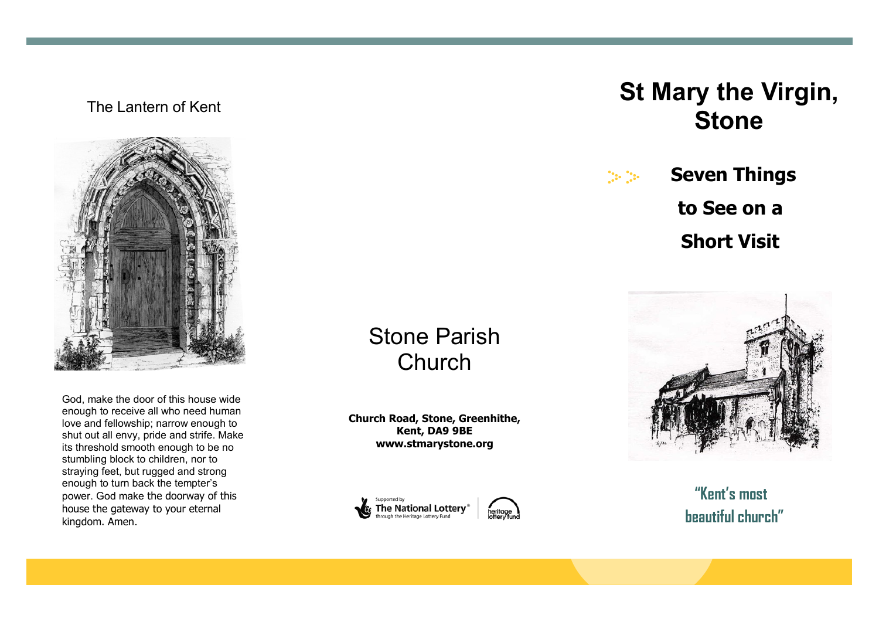The Lantern of Kent

God, make the door of this house wide enough to receive all who need human love and fellowship; narrow enough to shut out all envy, pride and strife. Make its threshold smooth enough to be no stumbling block to children, nor to straying feet, but rugged and strong enough to turn back the tempter's power. God make the doorway of this house the gateway to your eternal kingdom. Amen.

# Stone Parish Church

**Church Road, Stone, Greenhithe, Kent, DA9 9BE**
**www.stmarystone.org**

Supported by The National Lottery® through the Heritage Lottery Fund

heritage lottery fund

# St Mary the Virgin, Stone

## Seven Things to See on a Short Visit

"Kent's most beautiful church"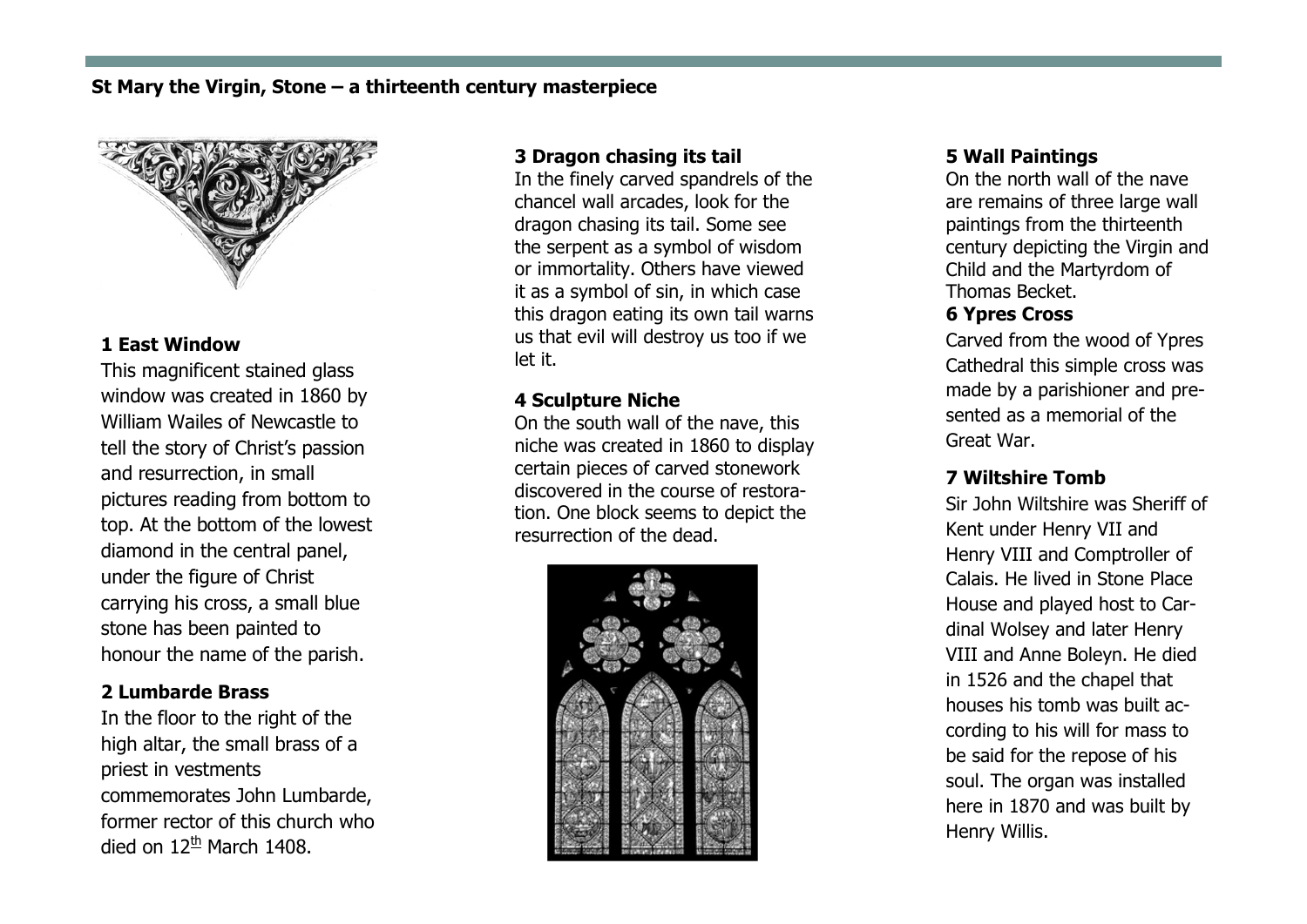**St Mary the Virgin, Stone – a thirteenth century masterpiece**

### 1 East Window

This magnificent stained glass window was created in 1860 by William Wailes of Newcastle to tell the story of Christ's passion and resurrection, in small pictures reading from bottom to top. At the bottom of the lowest diamond in the central panel, under the figure of Christ carrying his cross, a small blue stone has been painted to honour the name of the parish.

### 2 Lumbarde Brass

In the floor to the right of the high altar, the small brass of a priest in vestments commemorates John Lumbarde, former rector of this church who died on 12th March 1408.

### 3 Dragon chasing its tail

In the finely carved spandrels of the chancel wall arcades, look for the dragon chasing its tail. Some see the serpent as a symbol of wisdom or immortality. Others have viewed it as a symbol of sin, in which case this dragon eating its own tail warns us that evil will destroy us too if we let it.

### 4 Sculpture Niche

On the south wall of the nave, this niche was created in 1860 to display certain pieces of carved stonework discovered in the course of restoration. One block seems to depict the resurrection of the dead.

### 5 Wall Paintings

On the north wall of the nave are remains of three large wall paintings from the thirteenth century depicting the Virgin and Child and the Martyrdom of Thomas Becket.

### 6 Ypres Cross

Carved from the wood of Ypres Cathedral this simple cross was made by a parishioner and presented as a memorial of the Great War.

### 7 Wiltshire Tomb

Sir John Wiltshire was Sheriff of Kent under Henry VII and Henry VIII and Comptroller of Calais. He lived in Stone Place House and played host to Cardinal Wolsey and later Henry VIII and Anne Boleyn. He died in 1526 and the chapel that houses his tomb was built according to his will for mass to be said for the repose of his soul. The organ was installed here in 1870 and was built by Henry Willis.